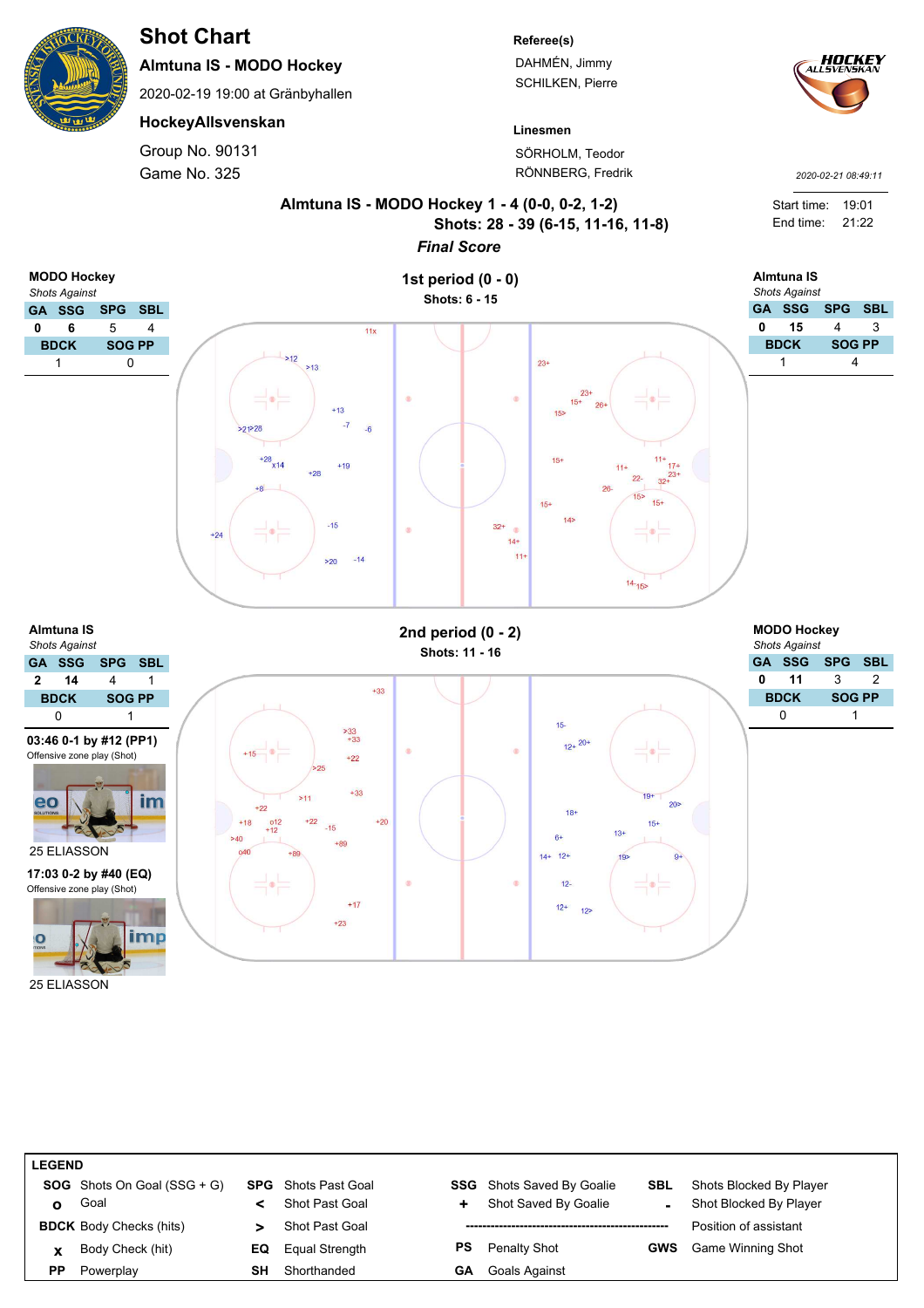# Shot Chart

**Almtuna IS - MODO Hockey**

2020-02-19 19:00 at Gränbyhallen

**HockeyAllsvenskan**

Group No. 90131

Game No. 325

**Referee(s)**

DAHMÉN, Jimmy

SCHILKEN, Pierre

**Linesmen**

SÖRHOLM, Teodor

RÖNNBERG, Fredrik

2020-02-21 08:49:11

Start time: 19:01

End time: 21:22

**Almtuna IS - MODO Hockey 1 - 4 (0-0, 0-2, 1-2)**

**Shots: 28 - 39 (6-15, 11-16, 11-8)**

***Final Score***

## 1st period (0 - 0)

**Shots: 6 - 15**

**MODO Hockey**

*Shots Against*

| GA | SSG | SPG | SBL |
|---|---|---|---|
| 0 | 6 | 5 | 4 |
| **BDCK** | | **SOG PP** | |
| 1 | | 0 | |

**Almtuna IS**

*Shots Against*

| GA | SSG | SPG | SBL |
|---|---|---|---|
| 0 | 15 | 4 | 3 |
| **BDCK** | | **SOG PP** | |
| 1 | | 4 | |

## 2nd period (0 - 2)

**Shots: 11 - 16**

**Almtuna IS**

*Shots Against*

| GA | SSG | SPG | SBL |
|---|---|---|---|
| 2 | 14 | 4 | 1 |
| **BDCK** | | **SOG PP** | |
| 0 | | 1 | |

**03:46 0-1 by #12 (PP1)**

Offensive zone play (Shot)

25 ELIASSON

**17:03 0-2 by #40 (EQ)**

Offensive zone play (Shot)

25 ELIASSON

**MODO Hockey**

*Shots Against*

| GA | SSG | SPG | SBL |
|---|---|---|---|
| 0 | 11 | 3 | 2 |
| **BDCK** | | **SOG PP** | |
| 0 | | 1 | |

**LEGEND**

| | | | | | | | |
|---|---|---|---|---|---|---|---|
| **SOG** | Shots On Goal (SSG + G) | **SPG** | Shots Past Goal | **SSG** | Shots Saved By Goalie | **SBL** | Shots Blocked By Player |
| **o** | Goal | **<** | Shot Past Goal | **+** | Shot Saved By Goalie | **-** | Shot Blocked By Player |
| **BDCK** | Body Checks (hits) | **>** | Shot Past Goal | | | | Position of assistant |
| **x** | Body Check (hit) | **EQ** | Equal Strength | **PS** | Penalty Shot | **GWS** | Game Winning Shot |
| **PP** | Powerplay | **SH** | Shorthanded | **GA** | Goals Against | | |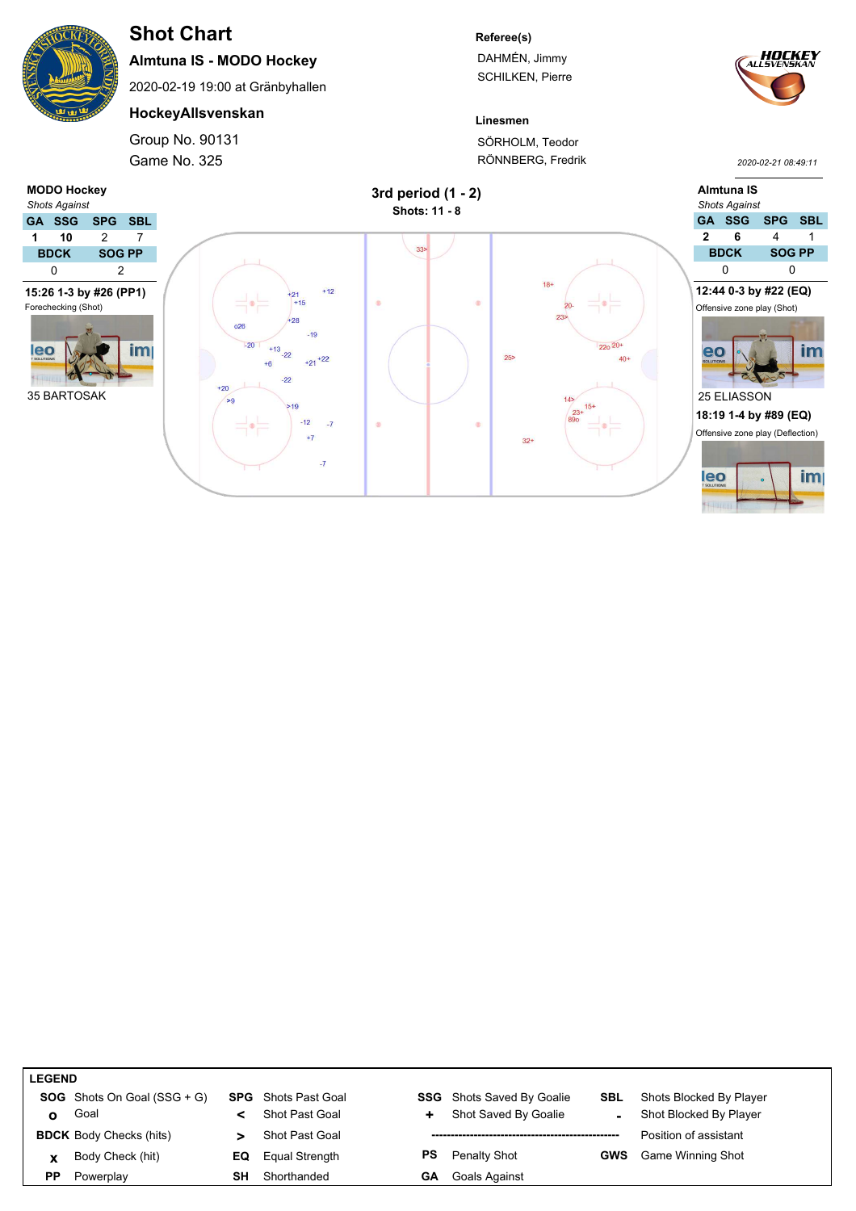# Shot Chart

**Almtuna IS - MODO Hockey**

2020-02-19 19:00 at Gränbyhallen

**HockeyAllsvenskan**

Group No. 90131

Game No. 325

**Referee(s)**

DAHMÉN, Jimmy
SCHILKEN, Pierre

**Linesmen**

SÖRHOLM, Teodor
RÖNNBERG, Fredrik

2020-02-21 08:49:11

## 3rd period (1 - 2)

**Shots: 11 - 8**

### MODO Hockey

*Shots Against*

| GA | SSG | SPG | SBL |
|---|---|---|---|
| 1 | 10 | 2 | 7 |

| BDCK | SOG PP |
|---|---|
| 0 | 2 |

**15:26 1-3 by #26 (PP1)**

Forechecking (Shot)

35 BARTOSAK

### Almtuna IS

*Shots Against*

| GA | SSG | SPG | SBL |
|---|---|---|---|
| 2 | 6 | 4 | 1 |

| BDCK | SOG PP |
|---|---|
| 0 | 0 |

**12:44 0-3 by #22 (EQ)**

Offensive zone play (Shot)

25 ELIASSON

**18:19 1-4 by #89 (EQ)**

Offensive zone play (Deflection)

### LEGEND

| | | | | | | | |
|---|---|---|---|---|---|---|---|
| **SOG** | Shots On Goal (SSG + G) | **SPG** | Shots Past Goal | **SSG** | Shots Saved By Goalie | **SBL** | Shots Blocked By Player |
| **o** | Goal | **<** | Shot Past Goal | **+** | Shot Saved By Goalie | **-** | Shot Blocked By Player |
| **BDCK** | Body Checks (hits) | **>** | Shot Past Goal | | | | Position of assistant |
| **x** | Body Check (hit) | **EQ** | Equal Strength | **PS** | Penalty Shot | **GWS** | Game Winning Shot |
| **PP** | Powerplay | **SH** | Shorthanded | **GA** | Goals Against | | |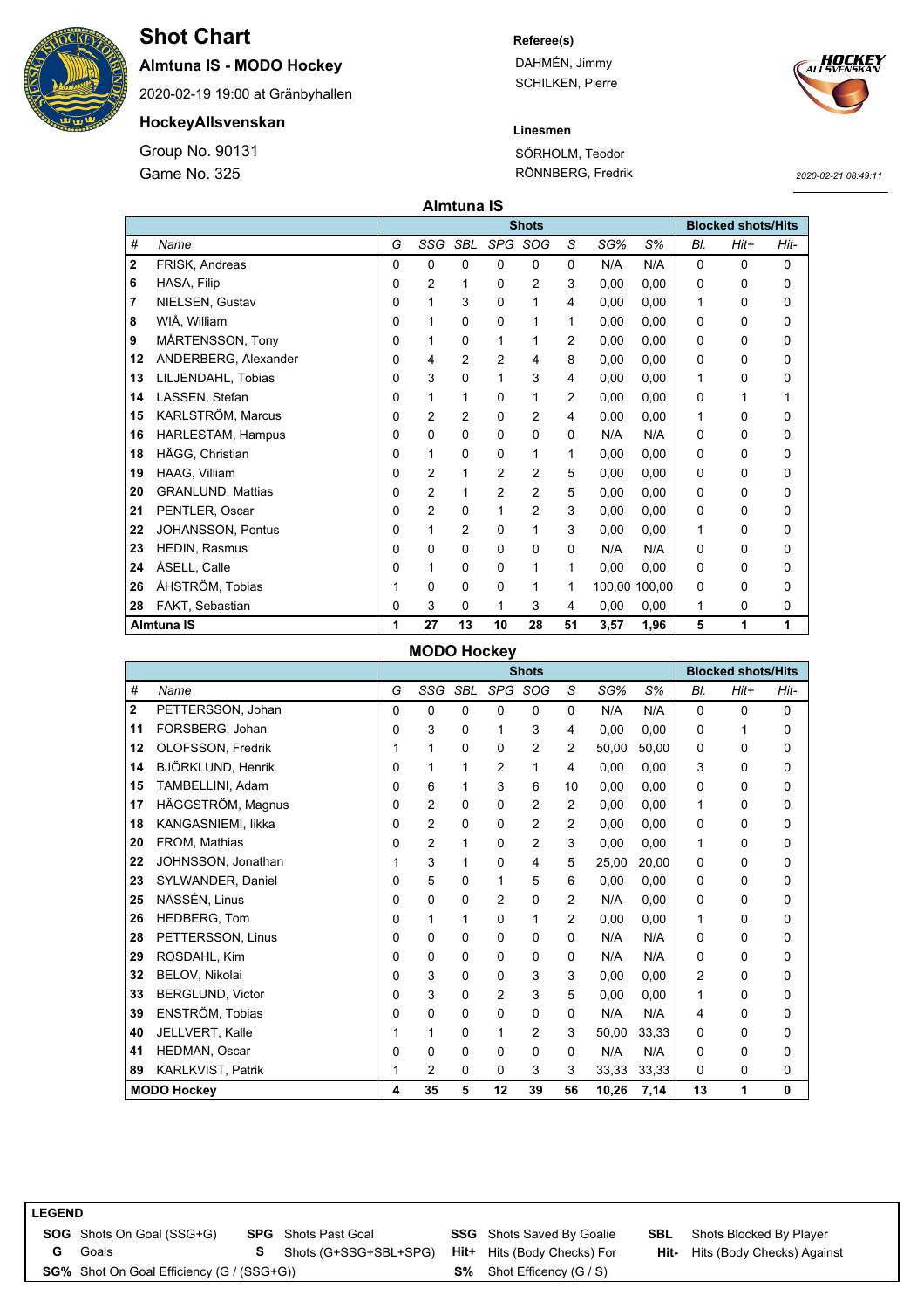# Shot Chart

## Almtuna IS - MODO Hockey

2020-02-19 19:00 at Gränbyhallen

### HockeyAllsvenskan

Group No. 90131

Game No. 325

**Referee(s)**

DAHMÉN, Jimmy

SCHILKEN, Pierre

**Linesmen**

SÖRHOLM, Teodor

RÖNNBERG, Fredrik

*2020-02-21 08:49:11*

### Almtuna IS

| | | Shots | | | | | | | | Blocked shots/Hits | | |
|---|---|---|---|---|---|---|---|---|---|---|---|---|
| # | Name | G | SSG | SBL | SPG | SOG | S | SG% | S% | Bl. | Hit+ | Hit- |
| 2 | FRISK, Andreas | 0 | 0 | 0 | 0 | 0 | 0 | N/A | N/A | 0 | 0 | 0 |
| 6 | HASA, Filip | 0 | 2 | 1 | 0 | 2 | 3 | 0,00 | 0,00 | 0 | 0 | 0 |
| 7 | NIELSEN, Gustav | 0 | 1 | 3 | 0 | 1 | 4 | 0,00 | 0,00 | 1 | 0 | 0 |
| 8 | WIÅ, William | 0 | 1 | 0 | 0 | 1 | 1 | 0,00 | 0,00 | 0 | 0 | 0 |
| 9 | MÅRTENSSON, Tony | 0 | 1 | 0 | 1 | 1 | 2 | 0,00 | 0,00 | 0 | 0 | 0 |
| 12 | ANDERBERG, Alexander | 0 | 4 | 2 | 2 | 4 | 8 | 0,00 | 0,00 | 0 | 0 | 0 |
| 13 | LILJENDAHL, Tobias | 0 | 3 | 0 | 1 | 3 | 4 | 0,00 | 0,00 | 1 | 0 | 0 |
| 14 | LASSEN, Stefan | 0 | 1 | 1 | 0 | 1 | 2 | 0,00 | 0,00 | 0 | 1 | 1 |
| 15 | KARLSTRÖM, Marcus | 0 | 2 | 2 | 0 | 2 | 4 | 0,00 | 0,00 | 1 | 0 | 0 |
| 16 | HARLESTAM, Hampus | 0 | 0 | 0 | 0 | 0 | 0 | N/A | N/A | 0 | 0 | 0 |
| 18 | HÄGG, Christian | 0 | 1 | 0 | 0 | 1 | 1 | 0,00 | 0,00 | 0 | 0 | 0 |
| 19 | HAAG, Villiam | 0 | 2 | 1 | 2 | 2 | 5 | 0,00 | 0,00 | 0 | 0 | 0 |
| 20 | GRANLUND, Mattias | 0 | 2 | 1 | 2 | 2 | 5 | 0,00 | 0,00 | 0 | 0 | 0 |
| 21 | PENTLER, Oscar | 0 | 2 | 0 | 1 | 2 | 3 | 0,00 | 0,00 | 0 | 0 | 0 |
| 22 | JOHANSSON, Pontus | 0 | 1 | 2 | 0 | 1 | 3 | 0,00 | 0,00 | 1 | 0 | 0 |
| 23 | HEDIN, Rasmus | 0 | 0 | 0 | 0 | 0 | 0 | N/A | N/A | 0 | 0 | 0 |
| 24 | ÅSELL, Calle | 0 | 1 | 0 | 0 | 1 | 1 | 0,00 | 0,00 | 0 | 0 | 0 |
| 26 | ÅHSTRÖM, Tobias | 1 | 0 | 0 | 0 | 1 | 1 | 100,00 | 100,00 | 0 | 0 | 0 |
| 28 | FAKT, Sebastian | 0 | 3 | 0 | 1 | 3 | 4 | 0,00 | 0,00 | 1 | 0 | 0 |
| **Almtuna IS** | | **1** | **27** | **13** | **10** | **28** | **51** | **3,57** | **1,96** | **5** | **1** | **1** |

### MODO Hockey

| | | Shots | | | | | | | | Blocked shots/Hits | | |
|---|---|---|---|---|---|---|---|---|---|---|---|---|
| # | Name | G | SSG | SBL | SPG | SOG | S | SG% | S% | Bl. | Hit+ | Hit- |
| 2 | PETTERSSON, Johan | 0 | 0 | 0 | 0 | 0 | 0 | N/A | N/A | 0 | 0 | 0 |
| 11 | FORSBERG, Johan | 0 | 3 | 0 | 1 | 3 | 4 | 0,00 | 0,00 | 0 | 1 | 0 |
| 12 | OLOFSSON, Fredrik | 1 | 1 | 0 | 0 | 2 | 2 | 50,00 | 50,00 | 0 | 0 | 0 |
| 14 | BJÖRKLUND, Henrik | 0 | 1 | 1 | 2 | 1 | 4 | 0,00 | 0,00 | 3 | 0 | 0 |
| 15 | TAMBELLINI, Adam | 0 | 6 | 1 | 3 | 6 | 10 | 0,00 | 0,00 | 0 | 0 | 0 |
| 17 | HÄGGSTRÖM, Magnus | 0 | 2 | 0 | 0 | 2 | 2 | 0,00 | 0,00 | 1 | 0 | 0 |
| 18 | KANGASNIEMI, Iikka | 0 | 2 | 0 | 0 | 2 | 2 | 0,00 | 0,00 | 0 | 0 | 0 |
| 20 | FROM, Mathias | 0 | 2 | 1 | 0 | 2 | 3 | 0,00 | 0,00 | 1 | 0 | 0 |
| 22 | JOHNSSON, Jonathan | 1 | 3 | 1 | 0 | 4 | 5 | 25,00 | 20,00 | 0 | 0 | 0 |
| 23 | SYLWANDER, Daniel | 0 | 5 | 0 | 1 | 5 | 6 | 0,00 | 0,00 | 0 | 0 | 0 |
| 25 | NÄSSÉN, Linus | 0 | 0 | 0 | 2 | 0 | 2 | N/A | 0,00 | 0 | 0 | 0 |
| 26 | HEDBERG, Tom | 0 | 1 | 1 | 0 | 1 | 2 | 0,00 | 0,00 | 1 | 0 | 0 |
| 28 | PETTERSSON, Linus | 0 | 0 | 0 | 0 | 0 | 0 | N/A | N/A | 0 | 0 | 0 |
| 29 | ROSDAHL, Kim | 0 | 0 | 0 | 0 | 0 | 0 | N/A | N/A | 0 | 0 | 0 |
| 32 | BELOV, Nikolai | 0 | 3 | 0 | 0 | 3 | 3 | 0,00 | 0,00 | 2 | 0 | 0 |
| 33 | BERGLUND, Victor | 0 | 3 | 0 | 2 | 3 | 5 | 0,00 | 0,00 | 1 | 0 | 0 |
| 39 | ENSTRÖM, Tobias | 0 | 0 | 0 | 0 | 0 | 0 | N/A | N/A | 4 | 0 | 0 |
| 40 | JELLVERT, Kalle | 1 | 1 | 0 | 1 | 2 | 3 | 50,00 | 33,33 | 0 | 0 | 0 |
| 41 | HEDMAN, Oscar | 0 | 0 | 0 | 0 | 0 | 0 | N/A | N/A | 0 | 0 | 0 |
| 89 | KARLKVIST, Patrik | 1 | 2 | 0 | 0 | 3 | 3 | 33,33 | 33,33 | 0 | 0 | 0 |
| **MODO Hockey** | | **4** | **35** | **5** | **12** | **39** | **56** | **10,26** | **7,14** | **13** | **1** | **0** |

**LEGEND**

**SOG** Shots On Goal (SSG+G) **SPG** Shots Past Goal **SSG** Shots Saved By Goalie **SBL** Shots Blocked By Player

**G** Goals **S** Shots (G+SSG+SBL+SPG) **Hit+** Hits (Body Checks) For **Hit-** Hits (Body Checks) Against

**SG%** Shot On Goal Efficiency (G / (SSG+G)) **S%** Shot Efficency (G / S)